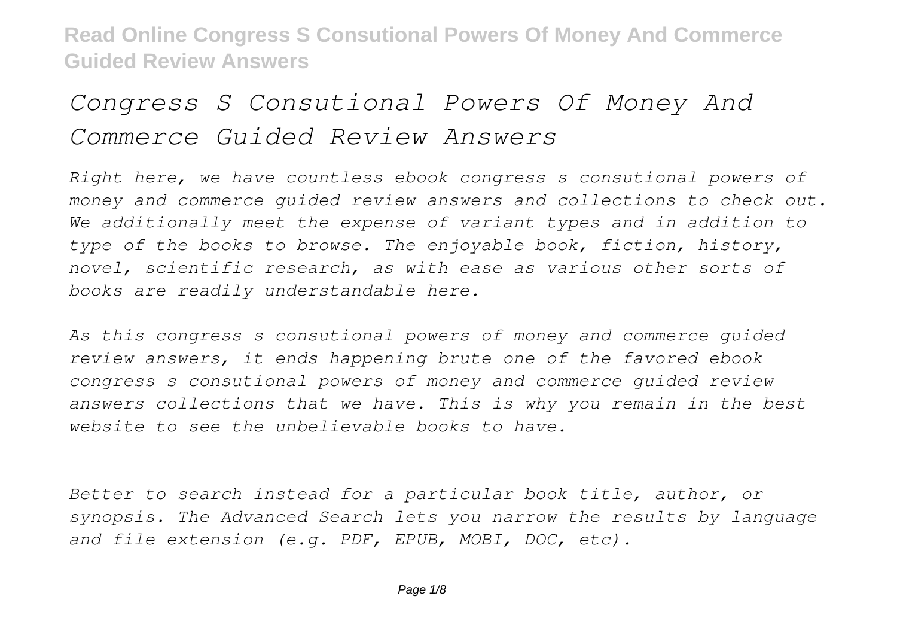# *Congress S Consutional Powers Of Money And Commerce Guided Review Answers*

*Right here, we have countless ebook congress s consutional powers of money and commerce guided review answers and collections to check out. We additionally meet the expense of variant types and in addition to type of the books to browse. The enjoyable book, fiction, history, novel, scientific research, as with ease as various other sorts of books are readily understandable here.*

*As this congress s consutional powers of money and commerce guided review answers, it ends happening brute one of the favored ebook congress s consutional powers of money and commerce guided review answers collections that we have. This is why you remain in the best website to see the unbelievable books to have.*

*Better to search instead for a particular book title, author, or synopsis. The Advanced Search lets you narrow the results by language and file extension (e.g. PDF, EPUB, MOBI, DOC, etc).*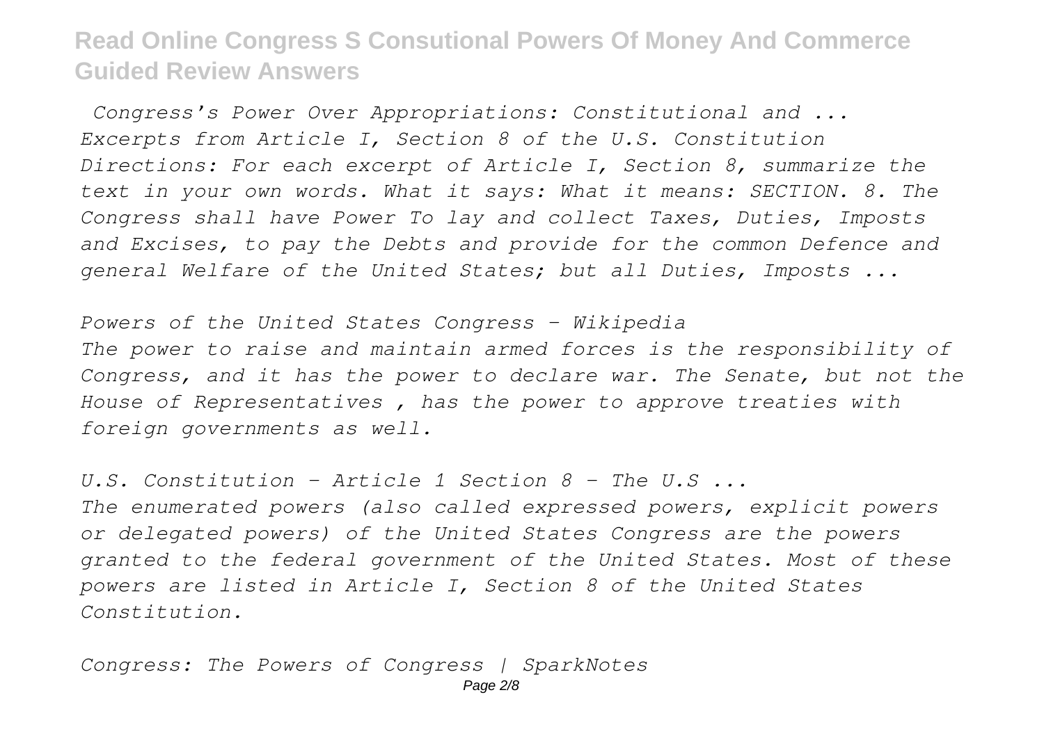*Congress's Power Over Appropriations: Constitutional and ...*
*Excerpts from Article I, Section 8 of the U.S. Constitution Directions: For each excerpt of Article I, Section 8, summarize the text in your own words. What it says: What it means: SECTION. 8. The Congress shall have Power To lay and collect Taxes, Duties, Imposts and Excises, to pay the Debts and provide for the common Defence and general Welfare of the United States; but all Duties, Imposts ...*

*Powers of the United States Congress - Wikipedia*
*The power to raise and maintain armed forces is the responsibility of Congress, and it has the power to declare war. The Senate, but not the House of Representatives , has the power to approve treaties with foreign governments as well.*

*U.S. Constitution - Article 1 Section 8 - The U.S ...*
*The enumerated powers (also called expressed powers, explicit powers or delegated powers) of the United States Congress are the powers granted to the federal government of the United States. Most of these powers are listed in Article I, Section 8 of the United States Constitution.*

*Congress: The Powers of Congress | SparkNotes*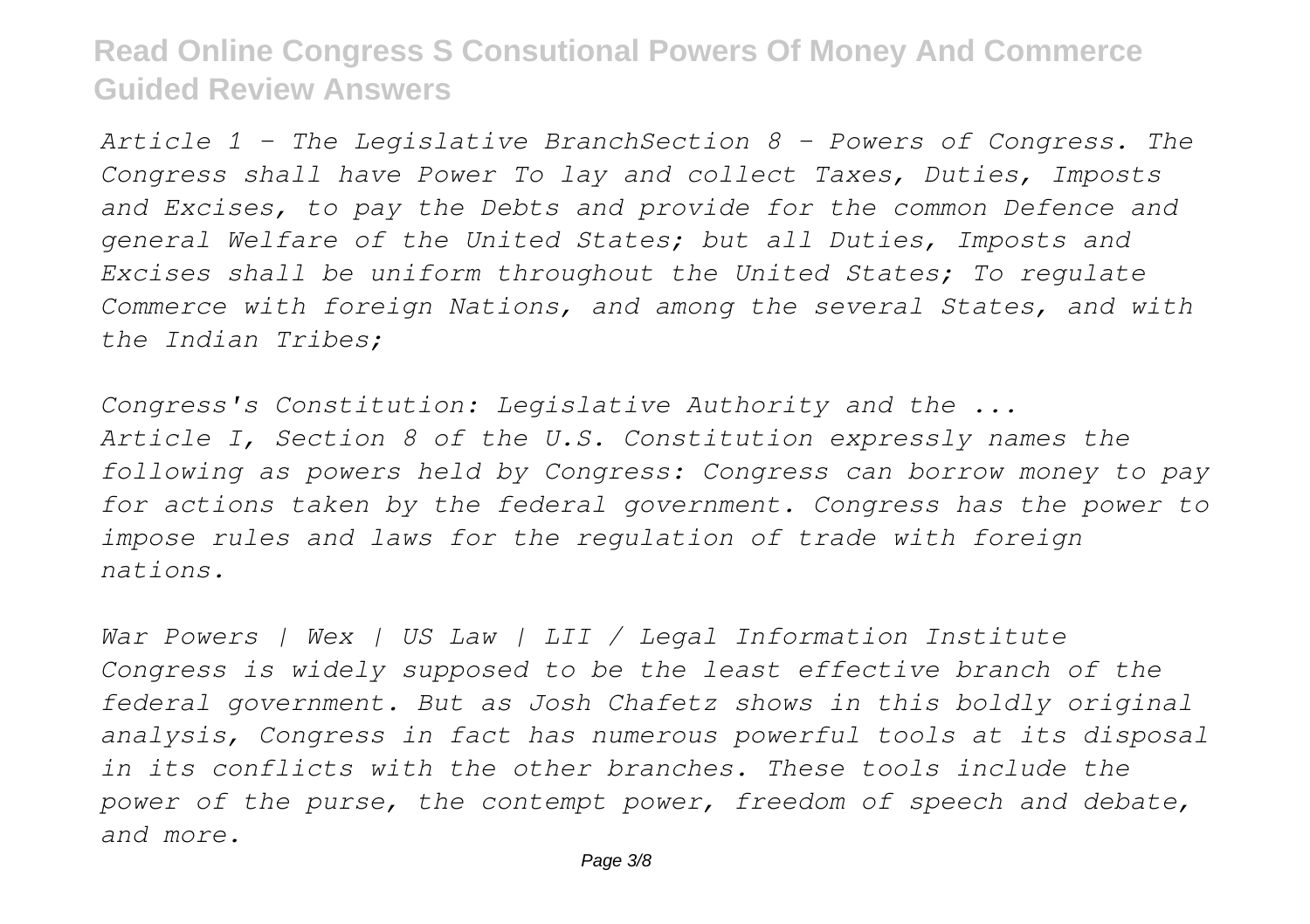*Article 1 - The Legislative BranchSection 8 - Powers of Congress. The Congress shall have Power To lay and collect Taxes, Duties, Imposts and Excises, to pay the Debts and provide for the common Defence and general Welfare of the United States; but all Duties, Imposts and Excises shall be uniform throughout the United States; To regulate Commerce with foreign Nations, and among the several States, and with the Indian Tribes;*

*Congress's Constitution: Legislative Authority and the ...*
*Article I, Section 8 of the U.S. Constitution expressly names the following as powers held by Congress: Congress can borrow money to pay for actions taken by the federal government. Congress has the power to impose rules and laws for the regulation of trade with foreign nations.*

*War Powers | Wex | US Law | LII / Legal Information Institute*
*Congress is widely supposed to be the least effective branch of the federal government. But as Josh Chafetz shows in this boldly original analysis, Congress in fact has numerous powerful tools at its disposal in its conflicts with the other branches. These tools include the power of the purse, the contempt power, freedom of speech and debate, and more.*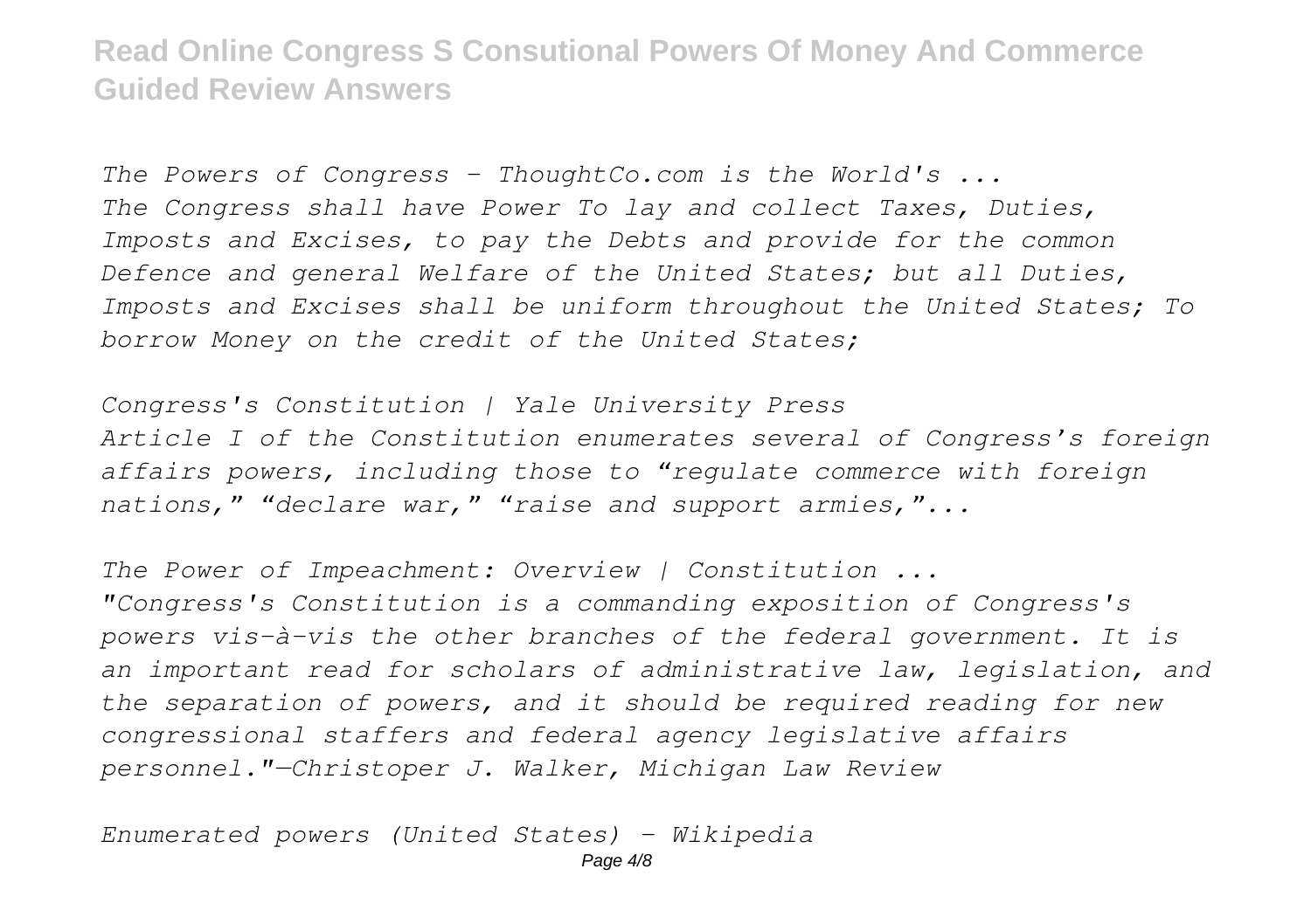*The Powers of Congress - ThoughtCo.com is the World's ...*
*The Congress shall have Power To lay and collect Taxes, Duties, Imposts and Excises, to pay the Debts and provide for the common Defence and general Welfare of the United States; but all Duties, Imposts and Excises shall be uniform throughout the United States; To borrow Money on the credit of the United States;*

*Congress's Constitution | Yale University Press*
*Article I of the Constitution enumerates several of Congress's foreign affairs powers, including those to "regulate commerce with foreign nations," "declare war," "raise and support armies,"...*

*The Power of Impeachment: Overview | Constitution ...*
*"Congress's Constitution is a commanding exposition of Congress's powers vis-à-vis the other branches of the federal government. It is an important read for scholars of administrative law, legislation, and the separation of powers, and it should be required reading for new congressional staffers and federal agency legislative affairs personnel."—Christoper J. Walker, Michigan Law Review*

*Enumerated powers (United States) - Wikipedia*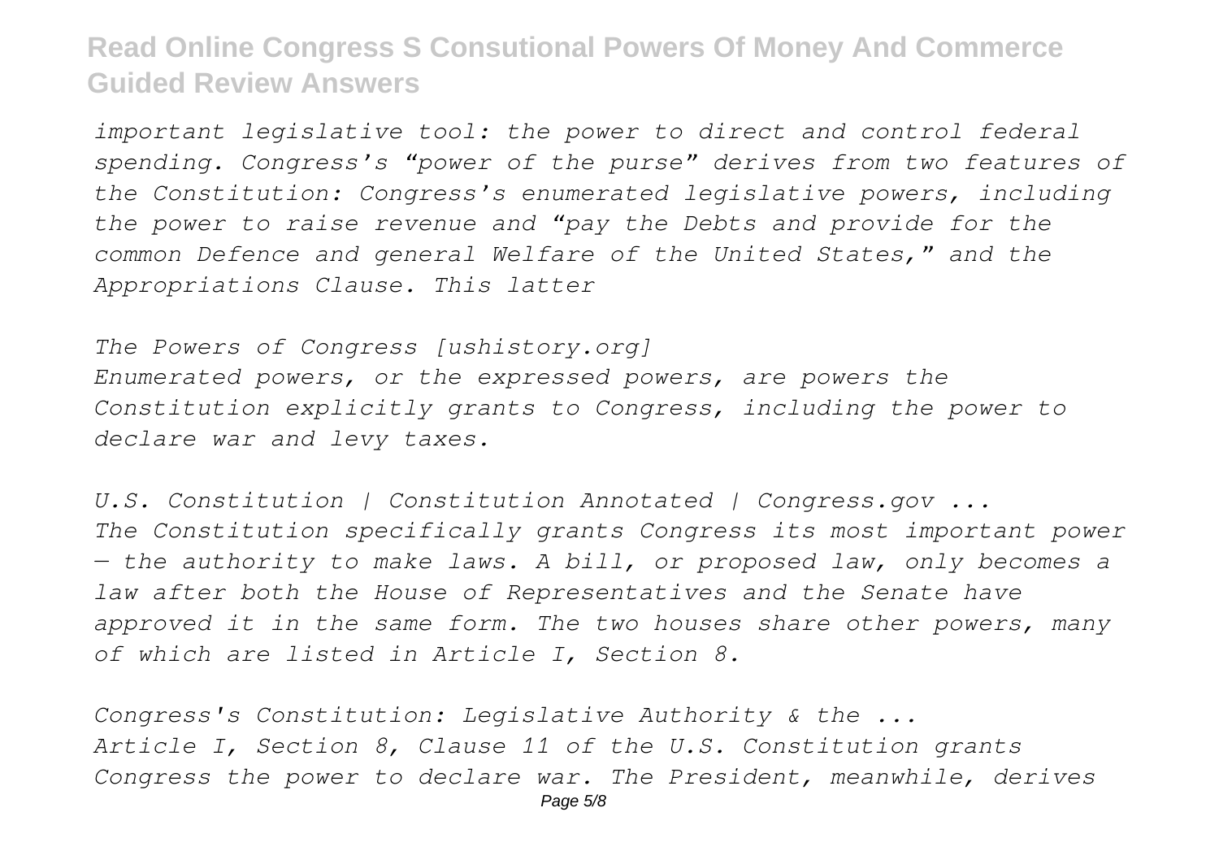*important legislative tool: the power to direct and control federal spending. Congress's "power of the purse" derives from two features of the Constitution: Congress's enumerated legislative powers, including the power to raise revenue and "pay the Debts and provide for the common Defence and general Welfare of the United States," and the Appropriations Clause. This latter*

*The Powers of Congress [ushistory.org]*
*Enumerated powers, or the expressed powers, are powers the Constitution explicitly grants to Congress, including the power to declare war and levy taxes.*

*U.S. Constitution | Constitution Annotated | Congress.gov ...*
*The Constitution specifically grants Congress its most important power — the authority to make laws. A bill, or proposed law, only becomes a law after both the House of Representatives and the Senate have approved it in the same form. The two houses share other powers, many of which are listed in Article I, Section 8.*

*Congress's Constitution: Legislative Authority & the ...*
*Article I, Section 8, Clause 11 of the U.S. Constitution grants Congress the power to declare war. The President, meanwhile, derives*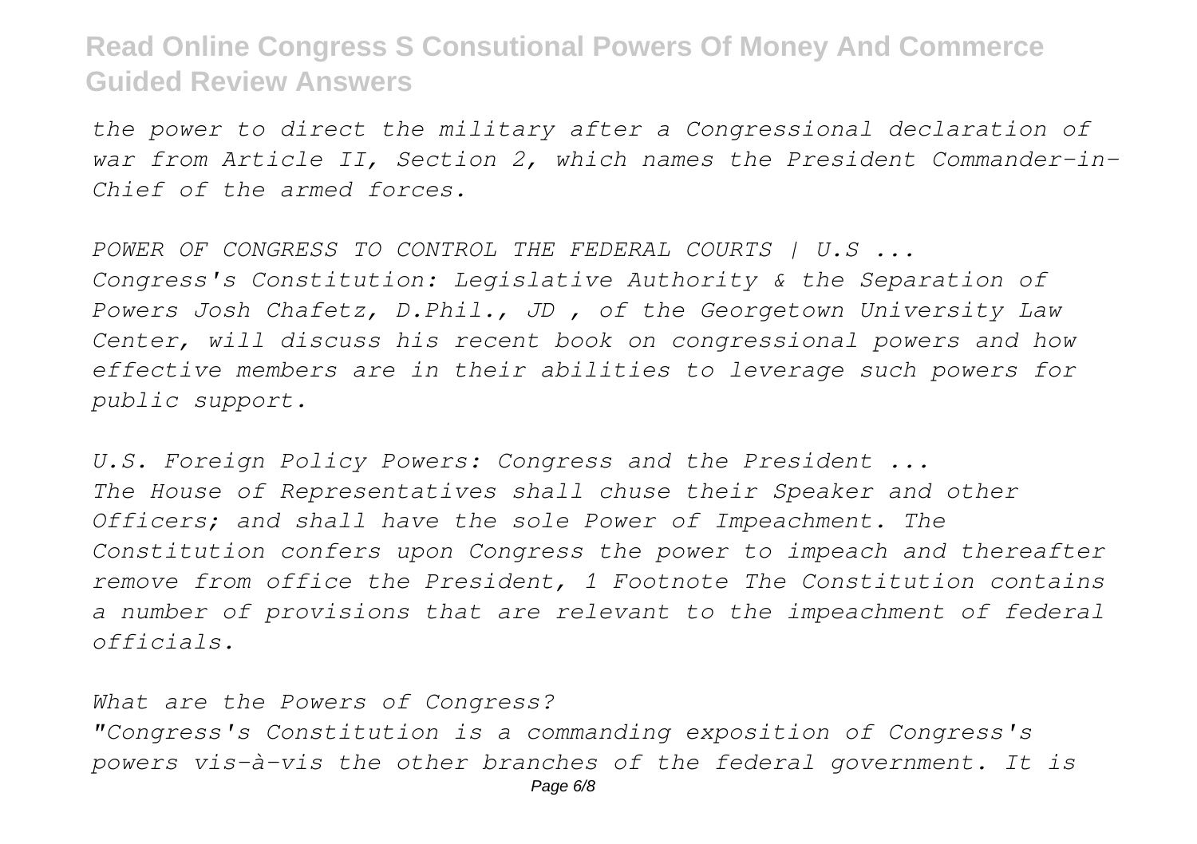*the power to direct the military after a Congressional declaration of war from Article II, Section 2, which names the President Commander-in-Chief of the armed forces.*

*POWER OF CONGRESS TO CONTROL THE FEDERAL COURTS | U.S ...*
*Congress's Constitution: Legislative Authority & the Separation of Powers Josh Chafetz, D.Phil., JD , of the Georgetown University Law Center, will discuss his recent book on congressional powers and how effective members are in their abilities to leverage such powers for public support.*

*U.S. Foreign Policy Powers: Congress and the President ...*
*The House of Representatives shall chuse their Speaker and other Officers; and shall have the sole Power of Impeachment. The Constitution confers upon Congress the power to impeach and thereafter remove from office the President, 1 Footnote The Constitution contains a number of provisions that are relevant to the impeachment of federal officials.*

*What are the Powers of Congress?*
*"Congress's Constitution is a commanding exposition of Congress's powers vis-à-vis the other branches of the federal government. It is*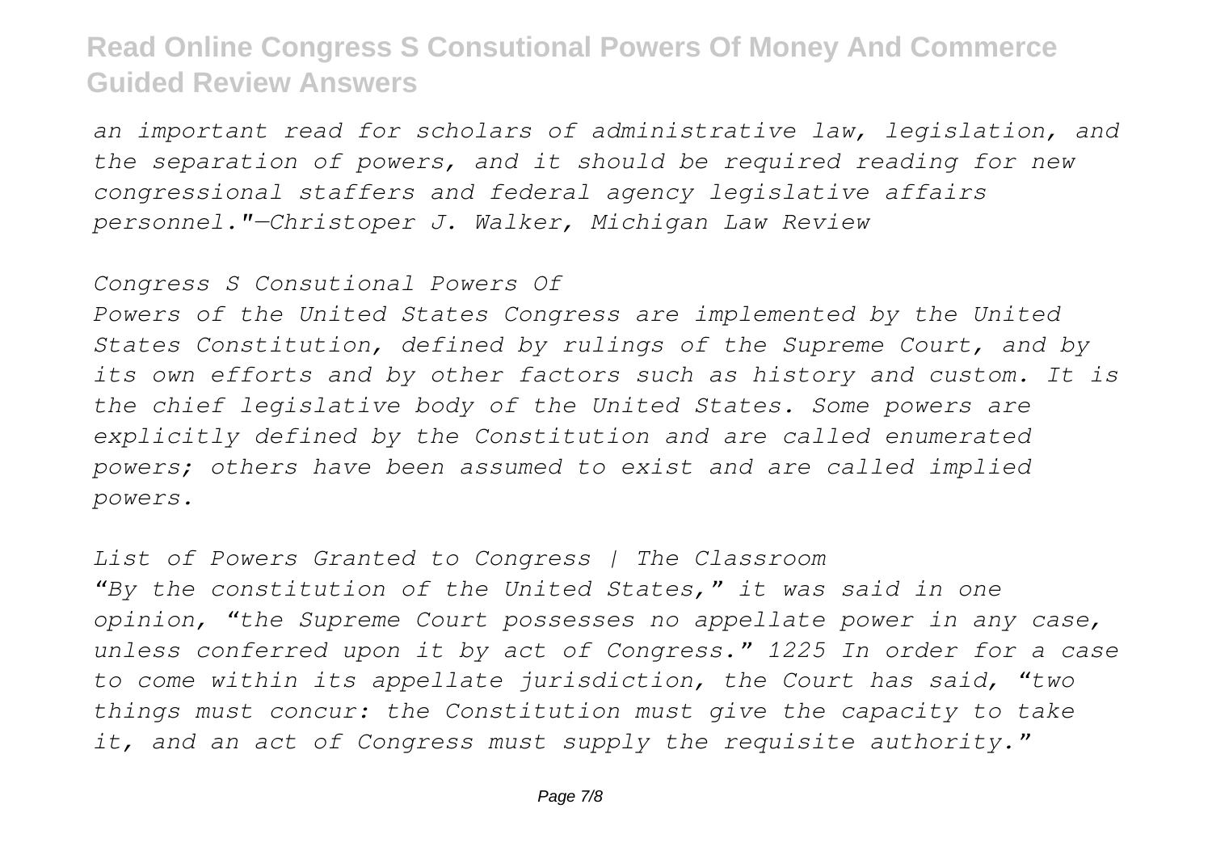*an important read for scholars of administrative law, legislation, and the separation of powers, and it should be required reading for new congressional staffers and federal agency legislative affairs personnel."—Christoper J. Walker, Michigan Law Review*

*Congress S Consutional Powers Of*

*Powers of the United States Congress are implemented by the United States Constitution, defined by rulings of the Supreme Court, and by its own efforts and by other factors such as history and custom. It is the chief legislative body of the United States. Some powers are explicitly defined by the Constitution and are called enumerated powers; others have been assumed to exist and are called implied powers.*

*List of Powers Granted to Congress | The Classroom*

*"By the constitution of the United States," it was said in one opinion, "the Supreme Court possesses no appellate power in any case, unless conferred upon it by act of Congress." 1225 In order for a case to come within its appellate jurisdiction, the Court has said, "two things must concur: the Constitution must give the capacity to take it, and an act of Congress must supply the requisite authority."*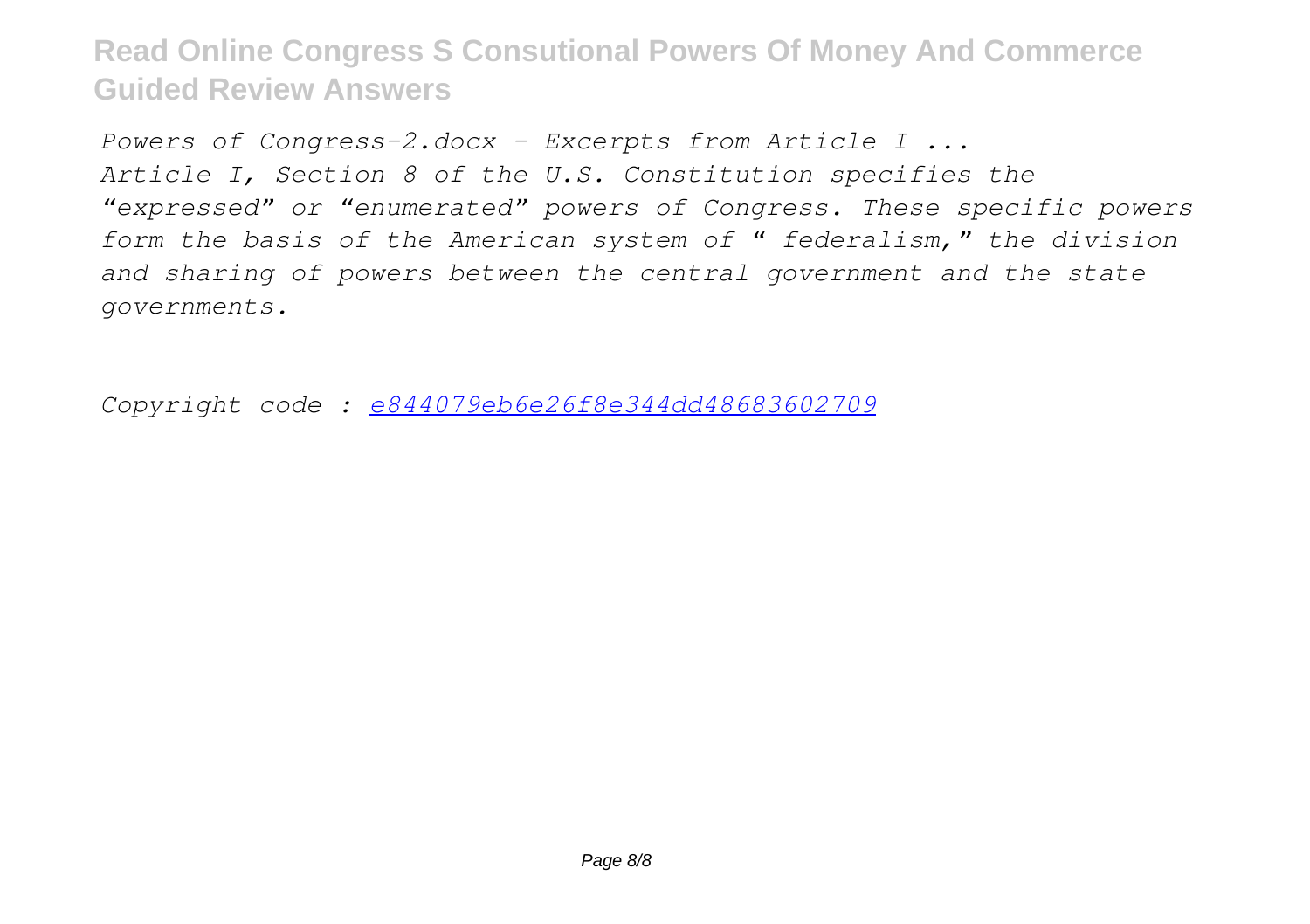*Powers of Congress-2.docx - Excerpts from Article I ...*
*Article I, Section 8 of the U.S. Constitution specifies the "expressed" or "enumerated" powers of Congress. These specific powers form the basis of the American system of " federalism," the division and sharing of powers between the central government and the state governments.*

*Copyright code : [e844079eb6e26f8e344dd48683602709](e844079eb6e26f8e344dd48683602709)*